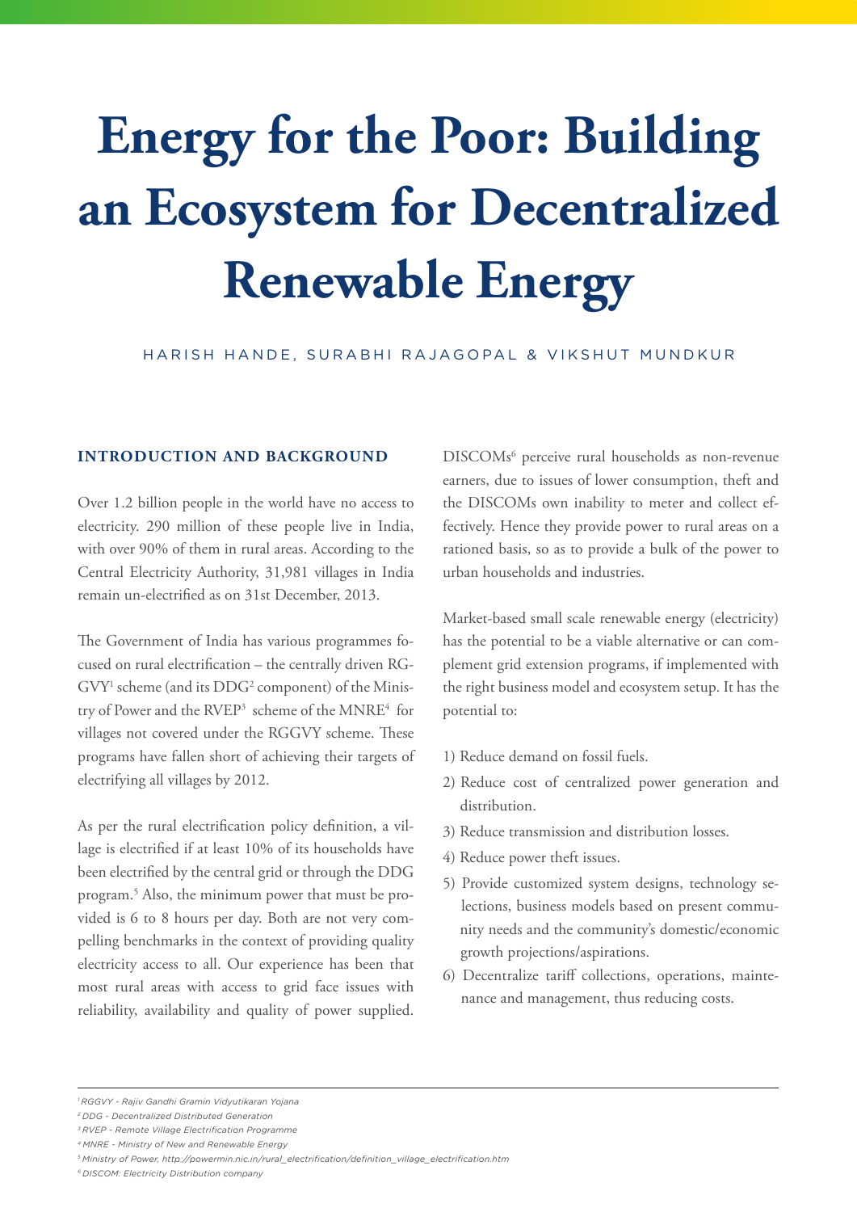# Energy for the Poor: Building an Ecosystem for Decentralized Renewable Energy

HARISH HANDE, SURABHI RAJAGOPAL & VIKSHUT MUNDKUR

## INTRODUCTION AND BACKGROUND

Over 1.2 billion people in the world have no access to electricity. 290 million of these people live in India, with over 90% of them in rural areas. According to the Central Electricity Authority, 31,981 villages in India remain un-electrified as on 31st December, 2013.

The Government of India has various programmes focused on rural electrification – the centrally driven RGGVY[1] scheme (and its DDG[2] component) of the Ministry of Power and the RVEP[3] scheme of the MNRE[4] for villages not covered under the RGGVY scheme. These programs have fallen short of achieving their targets of electrifying all villages by 2012.

As per the rural electrification policy definition, a village is electrified if at least 10% of its households have been electrified by the central grid or through the DDG program.[5] Also, the minimum power that must be provided is 6 to 8 hours per day. Both are not very compelling benchmarks in the context of providing quality electricity access to all. Our experience has been that most rural areas with access to grid face issues with reliability, availability and quality of power supplied. DISCOMs[6] perceive rural households as non-revenue earners, due to issues of lower consumption, theft and the DISCOMs own inability to meter and collect effectively. Hence they provide power to rural areas on a rationed basis, so as to provide a bulk of the power to urban households and industries.

Market-based small scale renewable energy (electricity) has the potential to be a viable alternative or can complement grid extension programs, if implemented with the right business model and ecosystem setup. It has the potential to:

1) Reduce demand on fossil fuels.
2) Reduce cost of centralized power generation and distribution.
3) Reduce transmission and distribution losses.
4) Reduce power theft issues.
5) Provide customized system designs, technology selections, business models based on present community needs and the community's domestic/economic growth projections/aspirations.
6) Decentralize tariff collections, operations, maintenance and management, thus reducing costs.

---

[1] *RGGVY - Rajiv Gandhi Gramin Vidyutikaran Yojana*

[2] *DDG - Decentralized Distributed Generation*

[3] *RVEP - Remote Village Electrification Programme*

[4] *MNRE - Ministry of New and Renewable Energy*

[5] *Ministry of Power, http://powermin.nic.in/rural_electrification/definition_village_electrification.htm*

[6] *DISCOM: Electricity Distribution company*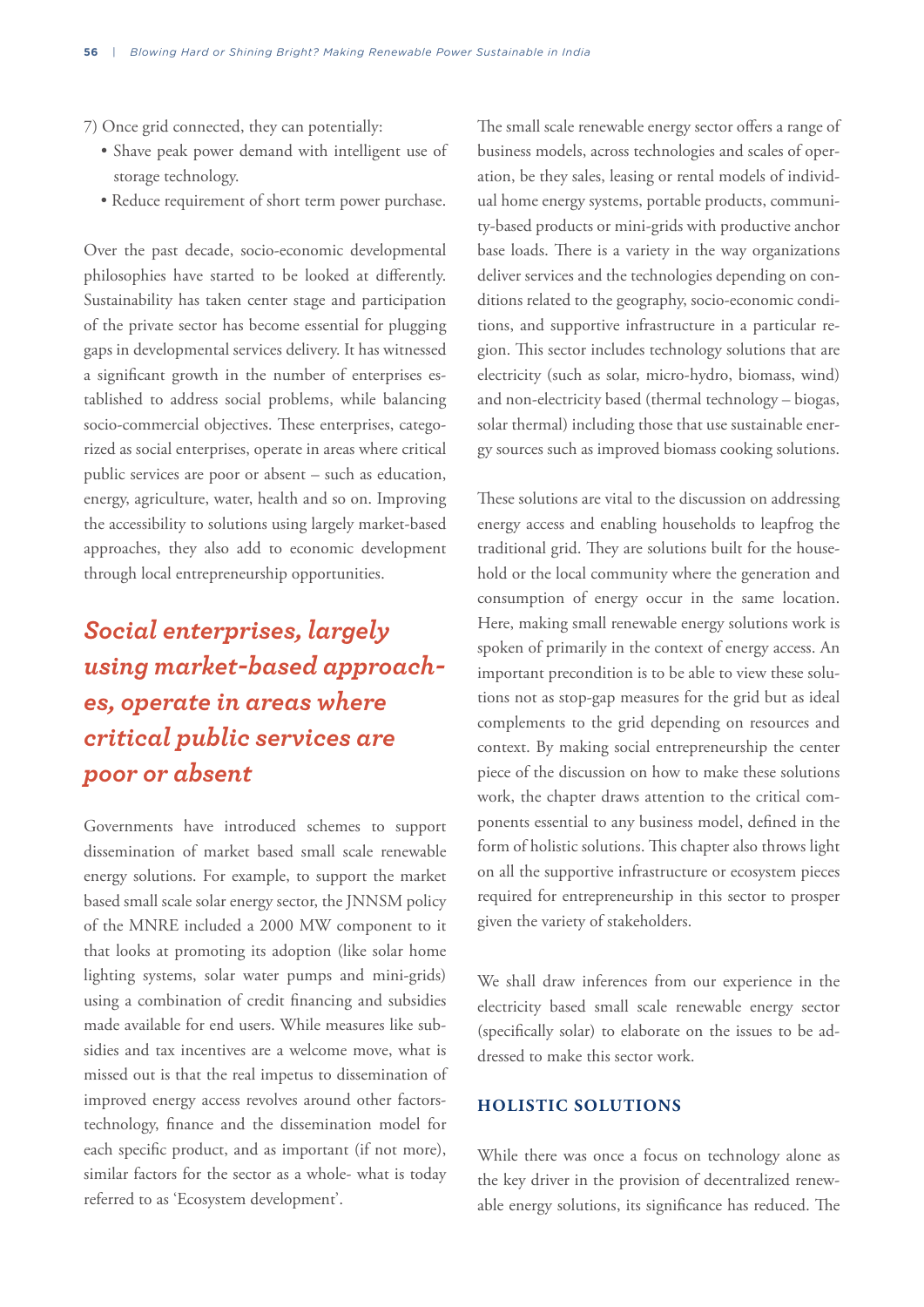7) Once grid connected, they can potentially:
   - Shave peak power demand with intelligent use of storage technology.
   - Reduce requirement of short term power purchase.

Over the past decade, socio-economic developmental philosophies have started to be looked at differently. Sustainability has taken center stage and participation of the private sector has become essential for plugging gaps in developmental services delivery. It has witnessed a significant growth in the number of enterprises established to address social problems, while balancing socio-commercial objectives. These enterprises, categorized as social enterprises, operate in areas where critical public services are poor or absent – such as education, energy, agriculture, water, health and so on. Improving the accessibility to solutions using largely market-based approaches, they also add to economic development through local entrepreneurship opportunities.

> ***Social enterprises, largely using market-based approaches, operate in areas where critical public services are poor or absent***

Governments have introduced schemes to support dissemination of market based small scale renewable energy solutions. For example, to support the market based small scale solar energy sector, the JNNSM policy of the MNRE included a 2000 MW component to it that looks at promoting its adoption (like solar home lighting systems, solar water pumps and mini-grids) using a combination of credit financing and subsidies made available for end users. While measures like subsidies and tax incentives are a welcome move, what is missed out is that the real impetus to dissemination of improved energy access revolves around other factors- technology, finance and the dissemination model for each specific product, and as important (if not more), similar factors for the sector as a whole- what is today referred to as 'Ecosystem development'.

The small scale renewable energy sector offers a range of business models, across technologies and scales of operation, be they sales, leasing or rental models of individual home energy systems, portable products, community-based products or mini-grids with productive anchor base loads. There is a variety in the way organizations deliver services and the technologies depending on conditions related to the geography, socio-economic conditions, and supportive infrastructure in a particular region. This sector includes technology solutions that are electricity (such as solar, micro-hydro, biomass, wind) and non-electricity based (thermal technology – biogas, solar thermal) including those that use sustainable energy sources such as improved biomass cooking solutions.

These solutions are vital to the discussion on addressing energy access and enabling households to leapfrog the traditional grid. They are solutions built for the household or the local community where the generation and consumption of energy occur in the same location. Here, making small renewable energy solutions work is spoken of primarily in the context of energy access. An important precondition is to be able to view these solutions not as stop-gap measures for the grid but as ideal complements to the grid depending on resources and context. By making social entrepreneurship the center piece of the discussion on how to make these solutions work, the chapter draws attention to the critical components essential to any business model, defined in the form of holistic solutions. This chapter also throws light on all the supportive infrastructure or ecosystem pieces required for entrepreneurship in this sector to prosper given the variety of stakeholders.

We shall draw inferences from our experience in the electricity based small scale renewable energy sector (specifically solar) to elaborate on the issues to be addressed to make this sector work.

## HOLISTIC SOLUTIONS

While there was once a focus on technology alone as the key driver in the provision of decentralized renewable energy solutions, its significance has reduced. The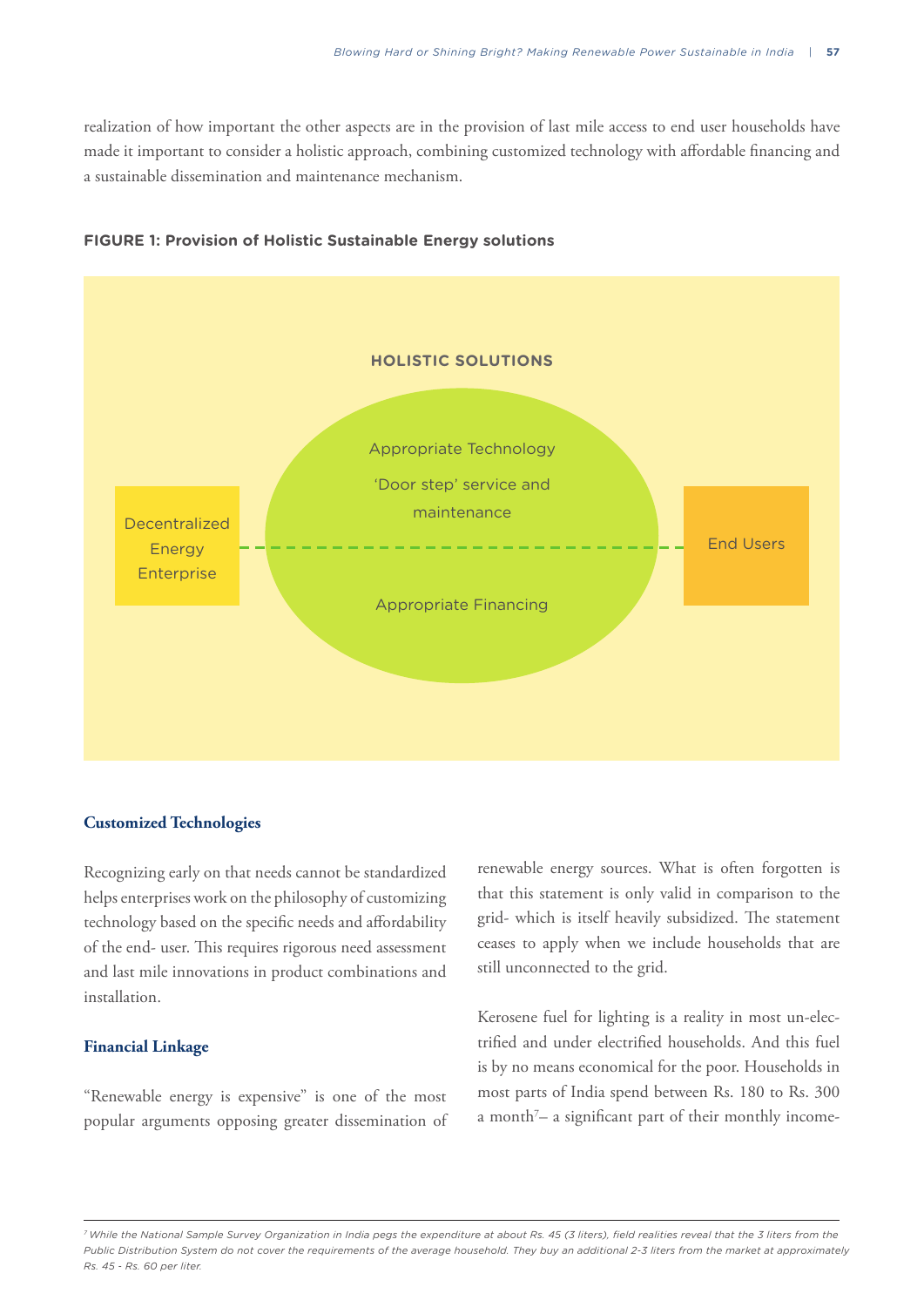realization of how important the other aspects are in the provision of last mile access to end user households have made it important to consider a holistic approach, combining customized technology with affordable financing and a sustainable dissemination and maintenance mechanism.

**FIGURE 1: Provision of Holistic Sustainable Energy solutions**

HOLISTIC SOLUTIONS

Decentralized Energy Enterprise

Appropriate Technology

'Door step' service and maintenance

Appropriate Financing

End Users

### Customized Technologies

Recognizing early on that needs cannot be standardized helps enterprises work on the philosophy of customizing technology based on the specific needs and affordability of the end- user. This requires rigorous need assessment and last mile innovations in product combinations and installation.

### Financial Linkage

"Renewable energy is expensive" is one of the most popular arguments opposing greater dissemination of renewable energy sources. What is often forgotten is that this statement is only valid in comparison to the grid- which is itself heavily subsidized. The statement ceases to apply when we include households that are still unconnected to the grid.

Kerosene fuel for lighting is a reality in most un-electrified and under electrified households. And this fuel is by no means economical for the poor. Households in most parts of India spend between Rs. 180 to Rs. 300 a month[7]– a significant part of their monthly income-

[7] *While the National Sample Survey Organization in India pegs the expenditure at about Rs. 45 (3 liters), field realities reveal that the 3 liters from the Public Distribution System do not cover the requirements of the average household. They buy an additional 2-3 liters from the market at approximately Rs. 45 - Rs. 60 per liter.*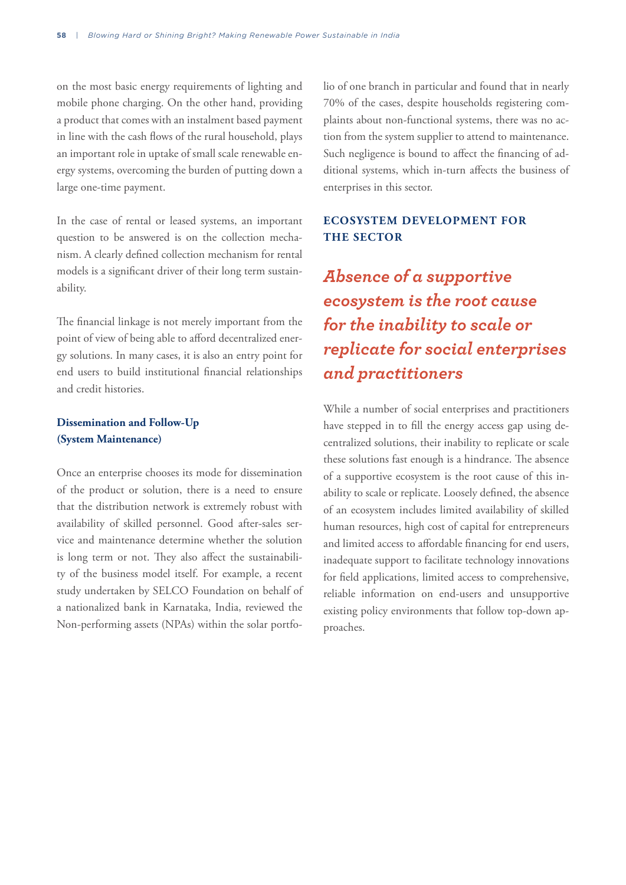on the most basic energy requirements of lighting and mobile phone charging. On the other hand, providing a product that comes with an instalment based payment in line with the cash flows of the rural household, plays an important role in uptake of small scale renewable energy systems, overcoming the burden of putting down a large one-time payment.

In the case of rental or leased systems, an important question to be answered is on the collection mechanism. A clearly defined collection mechanism for rental models is a significant driver of their long term sustainability.

The financial linkage is not merely important from the point of view of being able to afford decentralized energy solutions. In many cases, it is also an entry point for end users to build institutional financial relationships and credit histories.

### Dissemination and Follow-Up (System Maintenance)

Once an enterprise chooses its mode for dissemination of the product or solution, there is a need to ensure that the distribution network is extremely robust with availability of skilled personnel. Good after-sales service and maintenance determine whether the solution is long term or not. They also affect the sustainability of the business model itself. For example, a recent study undertaken by SELCO Foundation on behalf of a nationalized bank in Karnataka, India, reviewed the Non-performing assets (NPAs) within the solar portfolio of one branch in particular and found that in nearly 70% of the cases, despite households registering complaints about non-functional systems, there was no action from the system supplier to attend to maintenance. Such negligence is bound to affect the financing of additional systems, which in-turn affects the business of enterprises in this sector.

## ECOSYSTEM DEVELOPMENT FOR THE SECTOR

*Absence of a supportive ecosystem is the root cause for the inability to scale or replicate for social enterprises and practitioners*

While a number of social enterprises and practitioners have stepped in to fill the energy access gap using decentralized solutions, their inability to replicate or scale these solutions fast enough is a hindrance. The absence of a supportive ecosystem is the root cause of this inability to scale or replicate. Loosely defined, the absence of an ecosystem includes limited availability of skilled human resources, high cost of capital for entrepreneurs and limited access to affordable financing for end users, inadequate support to facilitate technology innovations for field applications, limited access to comprehensive, reliable information on end-users and unsupportive existing policy environments that follow top-down approaches.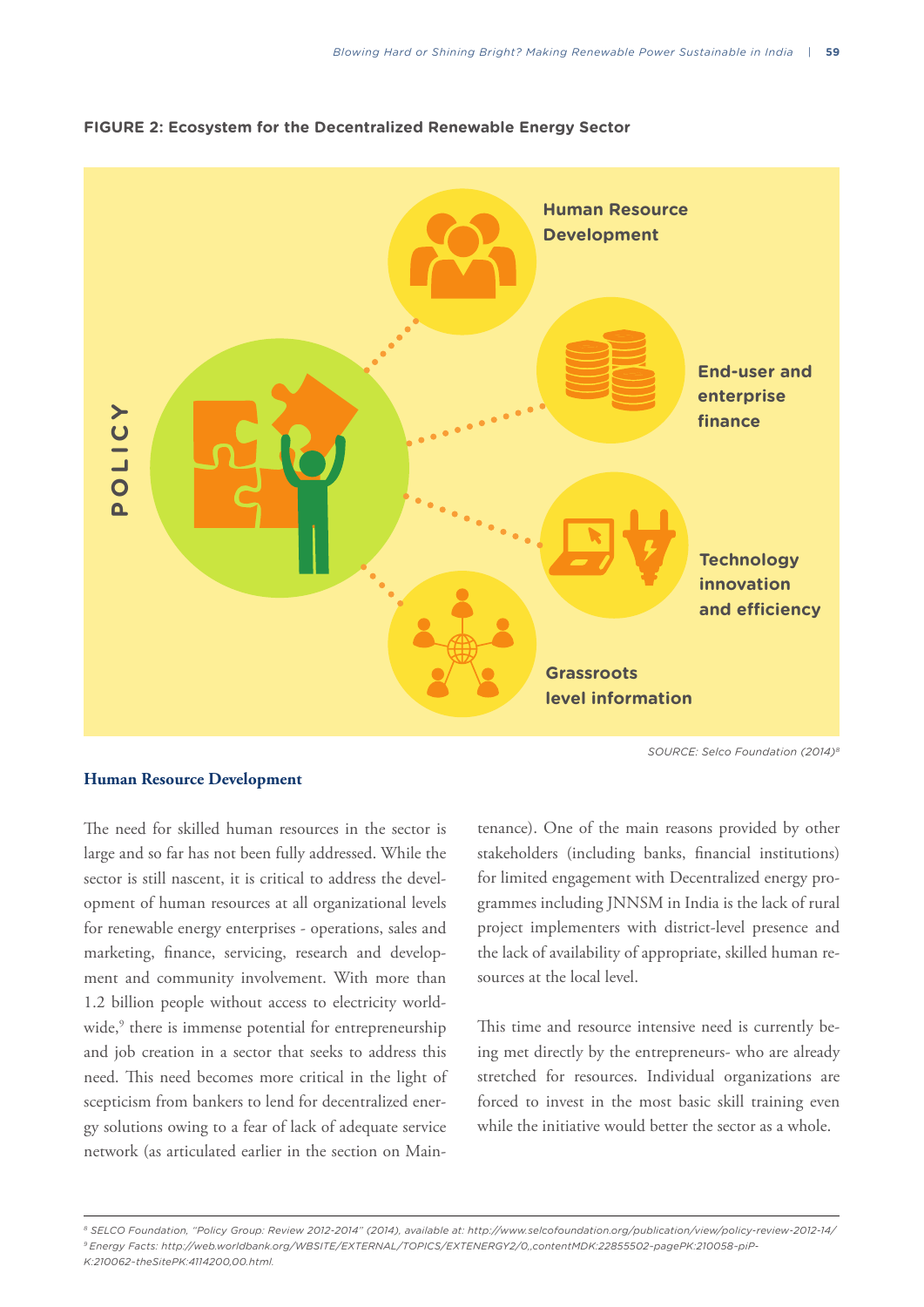**FIGURE 2: Ecosystem for the Decentralized Renewable Energy Sector**

POLICY

Human Resource Development

End-user and enterprise finance

Technology innovation and efficiency

Grassroots level information

SOURCE: Selco Foundation (2014)[8]

### Human Resource Development

The need for skilled human resources in the sector is large and so far has not been fully addressed. While the sector is still nascent, it is critical to address the development of human resources at all organizational levels for renewable energy enterprises - operations, sales and marketing, finance, servicing, research and development and community involvement. With more than 1.2 billion people without access to electricity worldwide,[9] there is immense potential for entrepreneurship and job creation in a sector that seeks to address this need. This need becomes more critical in the light of scepticism from bankers to lend for decentralized energy solutions owing to a fear of lack of adequate service network (as articulated earlier in the section on Maintenance). One of the main reasons provided by other stakeholders (including banks, financial institutions) for limited engagement with Decentralized energy programmes including JNNSM in India is the lack of rural project implementers with district-level presence and the lack of availability of appropriate, skilled human resources at the local level.

This time and resource intensive need is currently being met directly by the entrepreneurs- who are already stretched for resources. Individual organizations are forced to invest in the most basic skill training even while the initiative would better the sector as a whole.

---

[8] SELCO Foundation, "Policy Group: Review 2012-2014" (2014), available at: http://www.selcofoundation.org/publication/view/policy-review-2012-14/

[9] Energy Facts: http://web.worldbank.org/WBSITE/EXTERNAL/TOPICS/EXTENERGY2/0,,contentMDK:22855502-pagePK:210058-piPK:210062-theSitePK:4114200,00.html.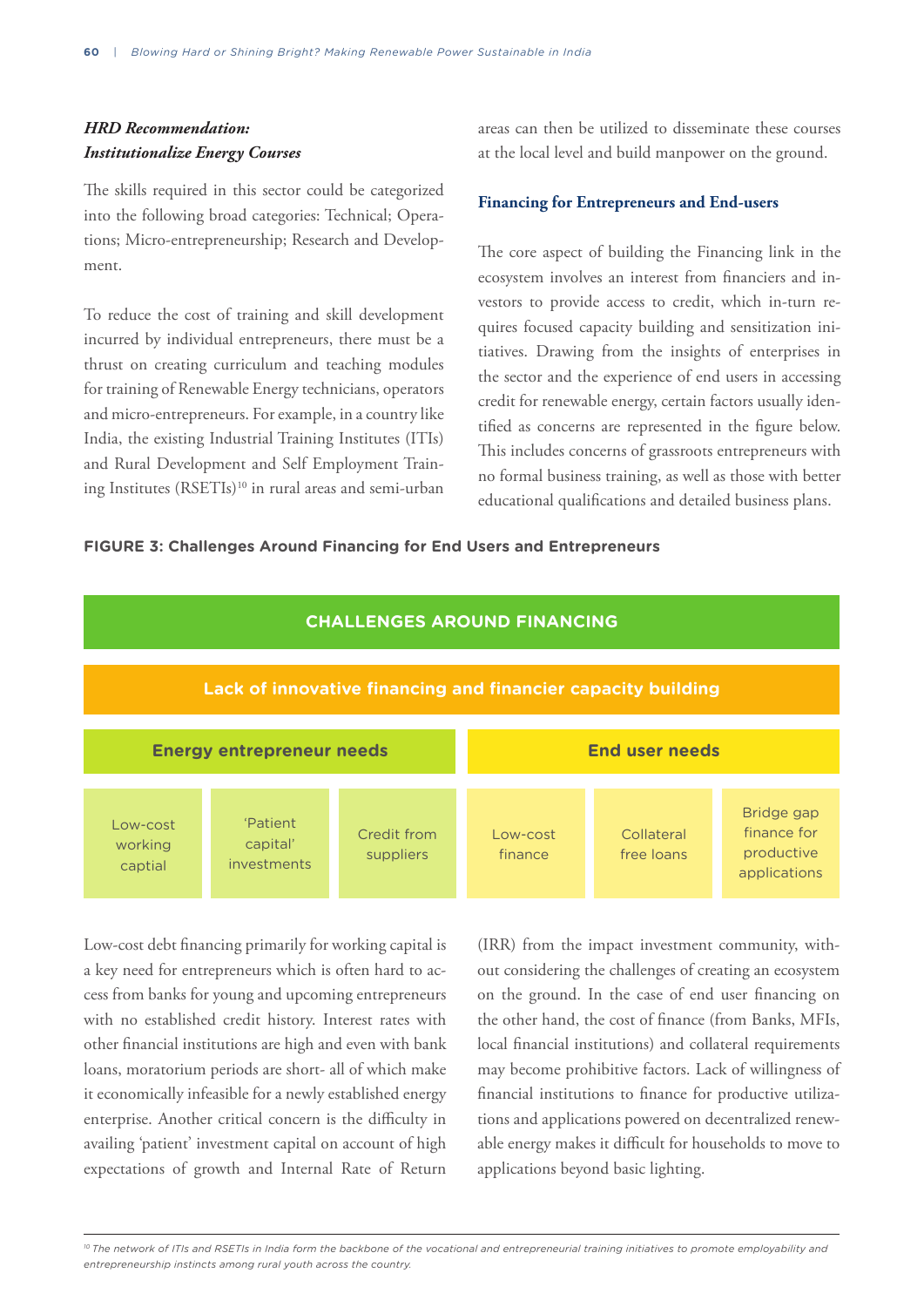### *HRD Recommendation: Institutionalize Energy Courses*

The skills required in this sector could be categorized into the following broad categories: Technical; Operations; Micro-entrepreneurship; Research and Development.

To reduce the cost of training and skill development incurred by individual entrepreneurs, there must be a thrust on creating curriculum and teaching modules for training of Renewable Energy technicians, operators and micro-entrepreneurs. For example, in a country like India, the existing Industrial Training Institutes (ITIs) and Rural Development and Self Employment Training Institutes (RSETIs)[10] in rural areas and semi-urban areas can then be utilized to disseminate these courses at the local level and build manpower on the ground.

### Financing for Entrepreneurs and End-users

The core aspect of building the Financing link in the ecosystem involves an interest from financiers and investors to provide access to credit, which in-turn requires focused capacity building and sensitization initiatives. Drawing from the insights of enterprises in the sector and the experience of end users in accessing credit for renewable energy, certain factors usually identified as concerns are represented in the figure below. This includes concerns of grassroots entrepreneurs with no formal business training, as well as those with better educational qualifications and detailed business plans.

**FIGURE 3: Challenges Around Financing for End Users and Entrepreneurs**

| CHALLENGES AROUND FINANCING | | | | | |
|---|---|---|---|---|---|
| Lack of innovative financing and financier capacity building | | | | | |
| Energy entrepreneur needs | | | End user needs | | |
| Low-cost working captial | 'Patient capital' investments | Credit from suppliers | Low-cost finance | Collateral free loans | Bridge gap finance for productive applications |

Low-cost debt financing primarily for working capital is a key need for entrepreneurs which is often hard to access from banks for young and upcoming entrepreneurs with no established credit history. Interest rates with other financial institutions are high and even with bank loans, moratorium periods are short- all of which make it economically infeasible for a newly established energy enterprise. Another critical concern is the difficulty in availing 'patient' investment capital on account of high expectations of growth and Internal Rate of Return (IRR) from the impact investment community, without considering the challenges of creating an ecosystem on the ground. In the case of end user financing on the other hand, the cost of finance (from Banks, MFIs, local financial institutions) and collateral requirements may become prohibitive factors. Lack of willingness of financial institutions to finance for productive utilizations and applications powered on decentralized renewable energy makes it difficult for households to move to applications beyond basic lighting.

[10] *The network of ITIs and RSETIs in India form the backbone of the vocational and entrepreneurial training initiatives to promote employability and entrepreneurship instincts among rural youth across the country.*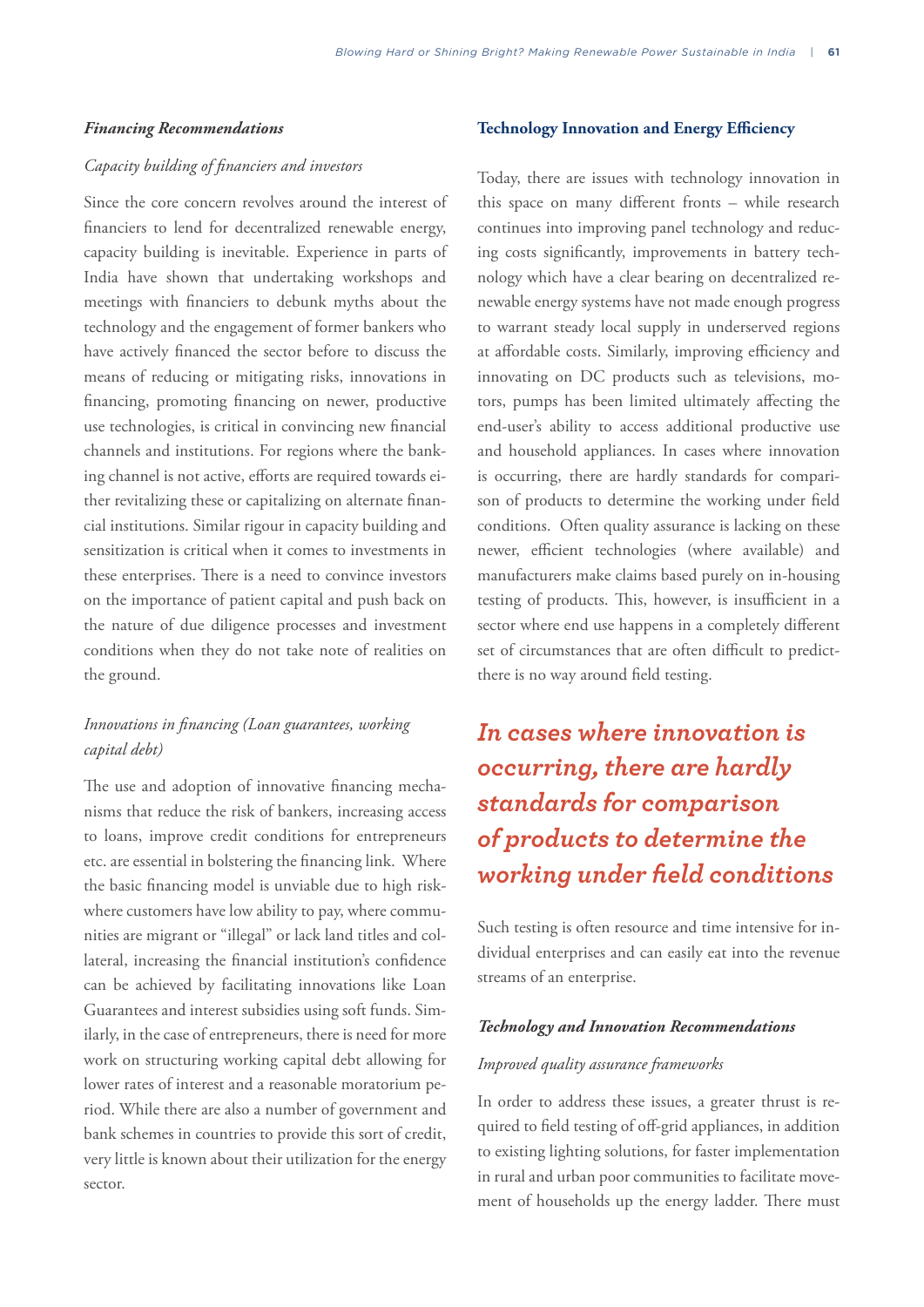### *Financing Recommendations*

*Capacity building of financiers and investors*

Since the core concern revolves around the interest of financiers to lend for decentralized renewable energy, capacity building is inevitable. Experience in parts of India have shown that undertaking workshops and meetings with financiers to debunk myths about the technology and the engagement of former bankers who have actively financed the sector before to discuss the means of reducing or mitigating risks, innovations in financing, promoting financing on newer, productive use technologies, is critical in convincing new financial channels and institutions. For regions where the banking channel is not active, efforts are required towards either revitalizing these or capitalizing on alternate financial institutions. Similar rigour in capacity building and sensitization is critical when it comes to investments in these enterprises. There is a need to convince investors on the importance of patient capital and push back on the nature of due diligence processes and investment conditions when they do not take note of realities on the ground.

*Innovations in financing (Loan guarantees, working capital debt)*

The use and adoption of innovative financing mechanisms that reduce the risk of bankers, increasing access to loans, improve credit conditions for entrepreneurs etc. are essential in bolstering the financing link. Where the basic financing model is unviable due to high risk-where customers have low ability to pay, where communities are migrant or "illegal" or lack land titles and collateral, increasing the financial institution's confidence can be achieved by facilitating innovations like Loan Guarantees and interest subsidies using soft funds. Similarly, in the case of entrepreneurs, there is need for more work on structuring working capital debt allowing for lower rates of interest and a reasonable moratorium period. While there are also a number of government and bank schemes in countries to provide this sort of credit, very little is known about their utilization for the energy sector.

## Technology Innovation and Energy Efficiency

Today, there are issues with technology innovation in this space on many different fronts – while research continues into improving panel technology and reducing costs significantly, improvements in battery technology which have a clear bearing on decentralized renewable energy systems have not made enough progress to warrant steady local supply in underserved regions at affordable costs. Similarly, improving efficiency and innovating on DC products such as televisions, motors, pumps has been limited ultimately affecting the end-user's ability to access additional productive use and household appliances. In cases where innovation is occurring, there are hardly standards for comparison of products to determine the working under field conditions. Often quality assurance is lacking on these newer, efficient technologies (where available) and manufacturers make claims based purely on in-housing testing of products. This, however, is insufficient in a sector where end use happens in a completely different set of circumstances that are often difficult to predict-there is no way around field testing.

***In cases where innovation is occurring, there are hardly standards for comparison of products to determine the working under field conditions***

Such testing is often resource and time intensive for individual enterprises and can easily eat into the revenue streams of an enterprise.

### *Technology and Innovation Recommendations*

*Improved quality assurance frameworks*

In order to address these issues, a greater thrust is required to field testing of off-grid appliances, in addition to existing lighting solutions, for faster implementation in rural and urban poor communities to facilitate movement of households up the energy ladder. There must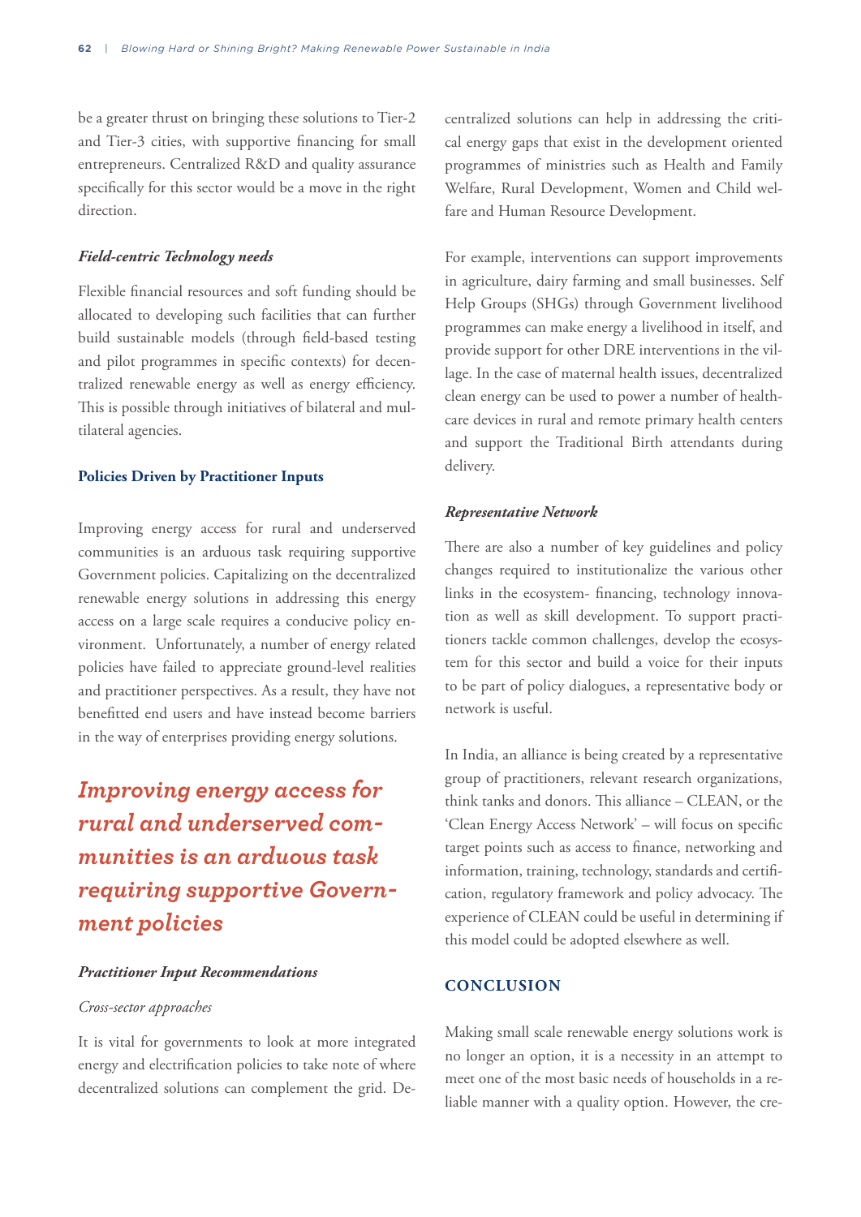be a greater thrust on bringing these solutions to Tier-2 and Tier-3 cities, with supportive financing for small entrepreneurs. Centralized R&D and quality assurance specifically for this sector would be a move in the right direction.

#### *Field-centric Technology needs*

Flexible financial resources and soft funding should be allocated to developing such facilities that can further build sustainable models (through field-based testing and pilot programmes in specific contexts) for decentralized renewable energy as well as energy efficiency. This is possible through initiatives of bilateral and multilateral agencies.

### Policies Driven by Practitioner Inputs

Improving energy access for rural and underserved communities is an arduous task requiring supportive Government policies. Capitalizing on the decentralized renewable energy solutions in addressing this energy access on a large scale requires a conducive policy environment. Unfortunately, a number of energy related policies have failed to appreciate ground-level realities and practitioner perspectives. As a result, they have not benefitted end users and have instead become barriers in the way of enterprises providing energy solutions.

> ***Improving energy access for rural and underserved communities is an arduous task requiring supportive Government policies***

#### *Practitioner Input Recommendations*

*Cross-sector approaches*

It is vital for governments to look at more integrated energy and electrification policies to take note of where decentralized solutions can complement the grid. Decentralized solutions can help in addressing the critical energy gaps that exist in the development oriented programmes of ministries such as Health and Family Welfare, Rural Development, Women and Child welfare and Human Resource Development.

For example, interventions can support improvements in agriculture, dairy farming and small businesses. Self Help Groups (SHGs) through Government livelihood programmes can make energy a livelihood in itself, and provide support for other DRE interventions in the village. In the case of maternal health issues, decentralized clean energy can be used to power a number of healthcare devices in rural and remote primary health centers and support the Traditional Birth attendants during delivery.

#### *Representative Network*

There are also a number of key guidelines and policy changes required to institutionalize the various other links in the ecosystem- financing, technology innovation as well as skill development. To support practitioners tackle common challenges, develop the ecosystem for this sector and build a voice for their inputs to be part of policy dialogues, a representative body or network is useful.

In India, an alliance is being created by a representative group of practitioners, relevant research organizations, think tanks and donors. This alliance – CLEAN, or the 'Clean Energy Access Network' – will focus on specific target points such as access to finance, networking and information, training, technology, standards and certification, regulatory framework and policy advocacy. The experience of CLEAN could be useful in determining if this model could be adopted elsewhere as well.

## CONCLUSION

Making small scale renewable energy solutions work is no longer an option, it is a necessity in an attempt to meet one of the most basic needs of households in a reliable manner with a quality option. However, the cre-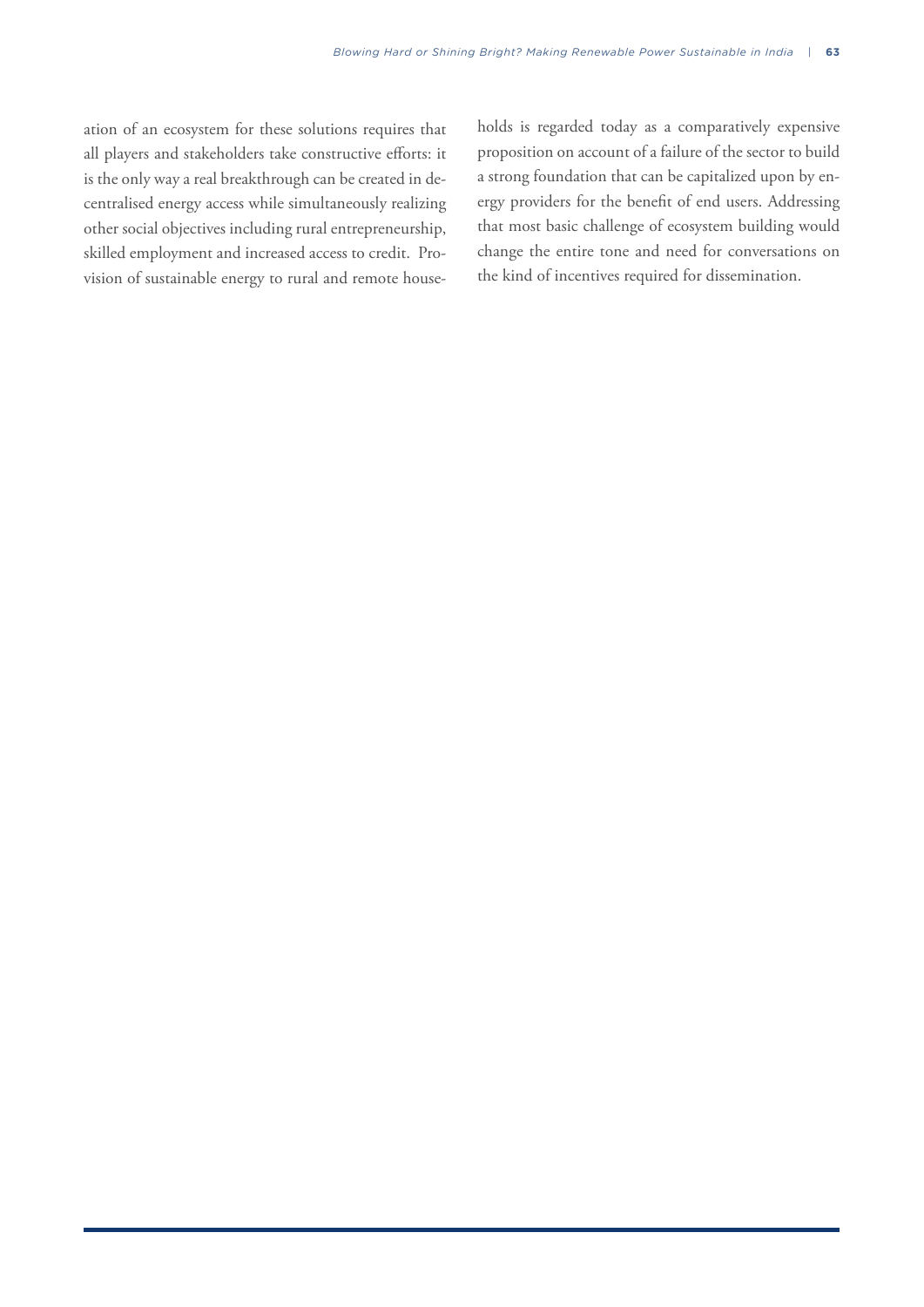ation of an ecosystem for these solutions requires that all players and stakeholders take constructive efforts: it is the only way a real breakthrough can be created in decentralised energy access while simultaneously realizing other social objectives including rural entrepreneurship, skilled employment and increased access to credit. Provision of sustainable energy to rural and remote households is regarded today as a comparatively expensive proposition on account of a failure of the sector to build a strong foundation that can be capitalized upon by energy providers for the benefit of end users. Addressing that most basic challenge of ecosystem building would change the entire tone and need for conversations on the kind of incentives required for dissemination.